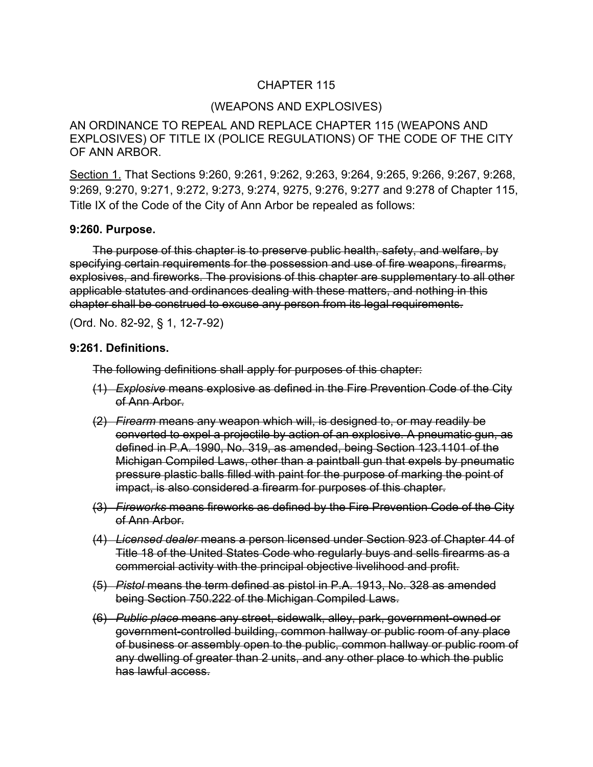CHAPTER 115

(WEAPONS AND EXPLOSIVES)

AN ORDINANCE TO REPEAL AND REPLACE CHAPTER 115 (WEAPONS AND EXPLOSIVES) OF TITLE IX (POLICE REGULATIONS) OF THE CODE OF THE CITY OF ANN ARBOR.

<u>Section 1.</u> That Sections 9:260, 9:261, 9:262, 9:263, 9:264, 9:265, 9:266, 9:267, 9:268, 9:269, 9:270, 9:271, 9:272, 9:273, 9:274, 9275, 9:276, 9:277 and 9:278 of Chapter 115, Title IX of the Code of the City of Ann Arbor be repealed as follows:

**9:260. Purpose.**

~~The purpose of this chapter is to preserve public health, safety, and welfare, by specifying certain requirements for the possession and use of fire weapons, firearms, explosives, and fireworks. The provisions of this chapter are supplementary to all other applicable statutes and ordinances dealing with these matters, and nothing in this chapter shall be construed to excuse any person from its legal requirements.~~

(Ord. No. 82-92, § 1, 12-7-92)

**9:261. Definitions.**

~~The following definitions shall apply for purposes of this chapter:~~

~~(1) *Explosive* means explosive as defined in the Fire Prevention Code of the City of Ann Arbor.~~

~~(2) *Firearm* means any weapon which will, is designed to, or may readily be converted to expel a projectile by action of an explosive. A pneumatic gun, as defined in P.A. 1990, No. 319, as amended, being Section 123.1101 of the Michigan Compiled Laws, other than a paintball gun that expels by pneumatic pressure plastic balls filled with paint for the purpose of marking the point of impact, is also considered a firearm for purposes of this chapter.~~

~~(3) *Fireworks* means fireworks as defined by the Fire Prevention Code of the City of Ann Arbor.~~

~~(4) *Licensed dealer* means a person licensed under Section 923 of Chapter 44 of Title 18 of the United States Code who regularly buys and sells firearms as a commercial activity with the principal objective livelihood and profit.~~

~~(5) *Pistol* means the term defined as pistol in P.A. 1913, No. 328 as amended being Section 750.222 of the Michigan Compiled Laws.~~

~~(6) *Public place* means any street, sidewalk, alley, park, government-owned or government-controlled building, common hallway or public room of any place of business or assembly open to the public, common hallway or public room of any dwelling of greater than 2 units, and any other place to which the public has lawful access.~~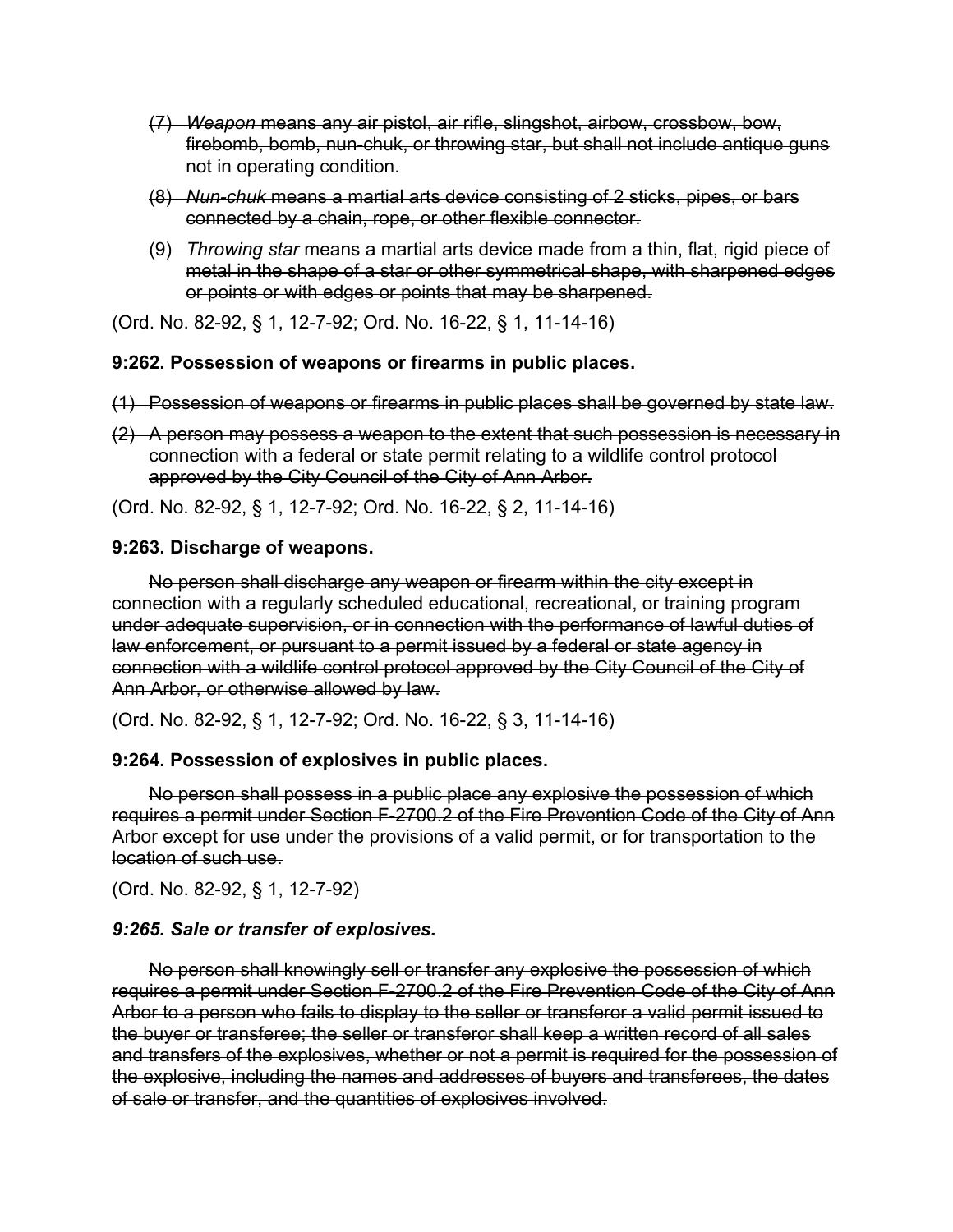(7) ~~*Weapon* means any air pistol, air rifle, slingshot, airbow, crossbow, bow, firebomb, bomb, nun-chuk, or throwing star, but shall not include antique guns not in operating condition.~~

(8) ~~*Nun-chuk* means a martial arts device consisting of 2 sticks, pipes, or bars connected by a chain, rope, or other flexible connector.~~

(9) ~~*Throwing star* means a martial arts device made from a thin, flat, rigid piece of metal in the shape of a star or other symmetrical shape, with sharpened edges or points or with edges or points that may be sharpened.~~

(Ord. No. 82-92, § 1, 12-7-92; Ord. No. 16-22, § 1, 11-14-16)

**9:262. Possession of weapons or firearms in public places.**

~~(1) Possession of weapons or firearms in public places shall be governed by state law.~~

~~(2) A person may possess a weapon to the extent that such possession is necessary in connection with a federal or state permit relating to a wildlife control protocol approved by the City Council of the City of Ann Arbor.~~

(Ord. No. 82-92, § 1, 12-7-92; Ord. No. 16-22, § 2, 11-14-16)

**9:263. Discharge of weapons.**

~~No person shall discharge any weapon or firearm within the city except in connection with a regularly scheduled educational, recreational, or training program under adequate supervision, or in connection with the performance of lawful duties of law enforcement, or pursuant to a permit issued by a federal or state agency in connection with a wildlife control protocol approved by the City Council of the City of Ann Arbor, or otherwise allowed by law.~~

(Ord. No. 82-92, § 1, 12-7-92; Ord. No. 16-22, § 3, 11-14-16)

**9:264. Possession of explosives in public places.**

~~No person shall possess in a public place any explosive the possession of which requires a permit under Section F-2700.2 of the Fire Prevention Code of the City of Ann Arbor except for use under the provisions of a valid permit, or for transportation to the location of such use.~~

(Ord. No. 82-92, § 1, 12-7-92)

***9:265. Sale or transfer of explosives.***

~~No person shall knowingly sell or transfer any explosive the possession of which requires a permit under Section F-2700.2 of the Fire Prevention Code of the City of Ann Arbor to a person who fails to display to the seller or transferor a valid permit issued to the buyer or transferee; the seller or transferor shall keep a written record of all sales and transfers of the explosives, whether or not a permit is required for the possession of the explosive, including the names and addresses of buyers and transferees, the dates of sale or transfer, and the quantities of explosives involved.~~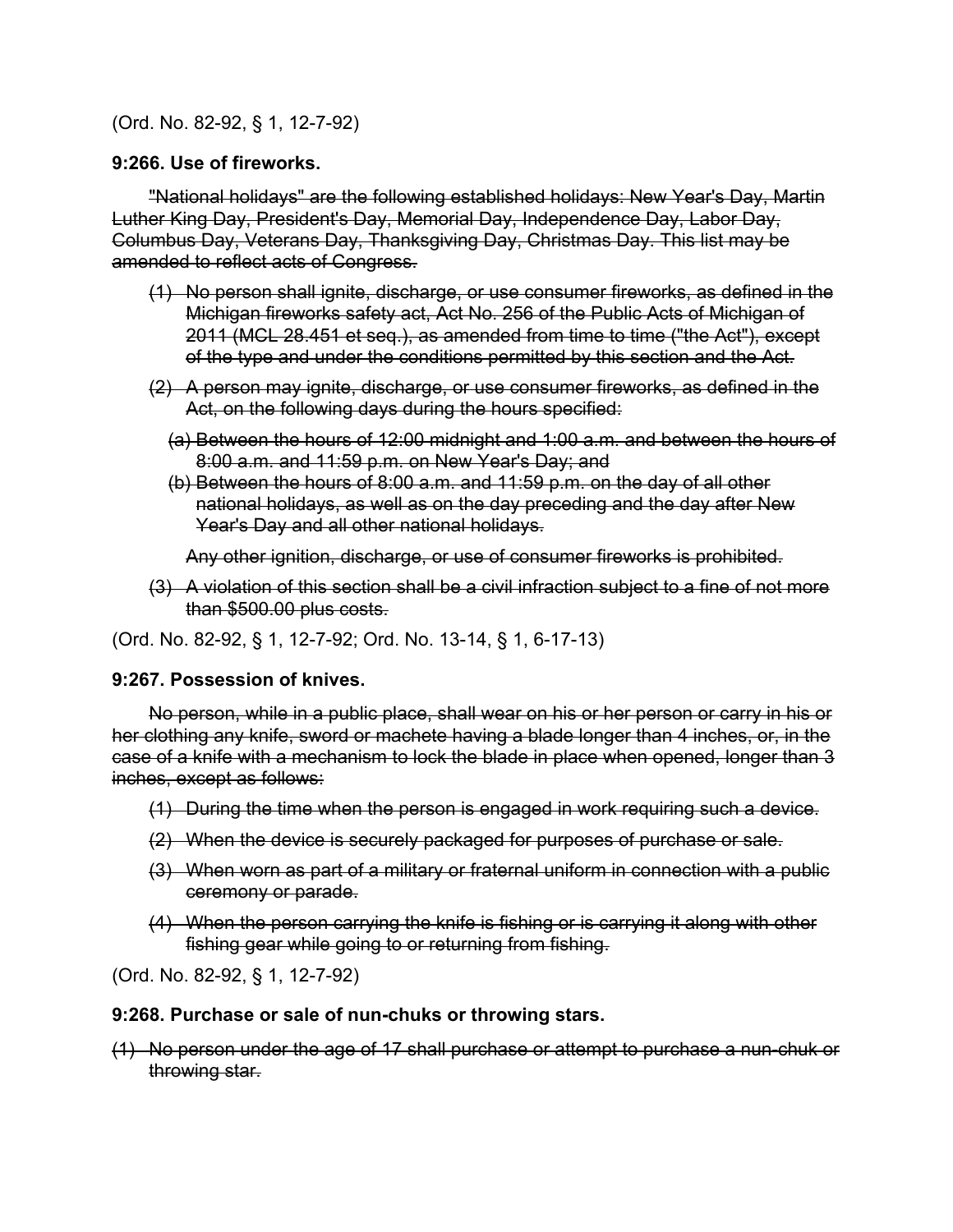(Ord. No. 82-92, § 1, 12-7-92)

**9:266. Use of fireworks.**

~~"National holidays" are the following established holidays: New Year's Day, Martin Luther King Day, President's Day, Memorial Day, Independence Day, Labor Day, Columbus Day, Veterans Day, Thanksgiving Day, Christmas Day. This list may be amended to reflect acts of Congress.~~

~~(1) No person shall ignite, discharge, or use consumer fireworks, as defined in the Michigan fireworks safety act, Act No. 256 of the Public Acts of Michigan of 2011 (MCL 28.451 et seq.), as amended from time to time ("the Act"), except of the type and under the conditions permitted by this section and the Act.~~

~~(2) A person may ignite, discharge, or use consumer fireworks, as defined in the Act, on the following days during the hours specified:~~

~~(a) Between the hours of 12:00 midnight and 1:00 a.m. and between the hours of 8:00 a.m. and 11:59 p.m. on New Year's Day; and~~

~~(b) Between the hours of 8:00 a.m. and 11:59 p.m. on the day of all other national holidays, as well as on the day preceding and the day after New Year's Day and all other national holidays.~~

~~Any other ignition, discharge, or use of consumer fireworks is prohibited.~~

~~(3) A violation of this section shall be a civil infraction subject to a fine of not more than $500.00 plus costs.~~

(Ord. No. 82-92, § 1, 12-7-92; Ord. No. 13-14, § 1, 6-17-13)

**9:267. Possession of knives.**

~~No person, while in a public place, shall wear on his or her person or carry in his or her clothing any knife, sword or machete having a blade longer than 4 inches, or, in the case of a knife with a mechanism to lock the blade in place when opened, longer than 3 inches, except as follows:~~

~~(1) During the time when the person is engaged in work requiring such a device.~~

~~(2) When the device is securely packaged for purposes of purchase or sale.~~

~~(3) When worn as part of a military or fraternal uniform in connection with a public ceremony or parade.~~

~~(4) When the person carrying the knife is fishing or is carrying it along with other fishing gear while going to or returning from fishing.~~

(Ord. No. 82-92, § 1, 12-7-92)

**9:268. Purchase or sale of nun-chuks or throwing stars.**

~~(1) No person under the age of 17 shall purchase or attempt to purchase a nun-chuk or throwing star.~~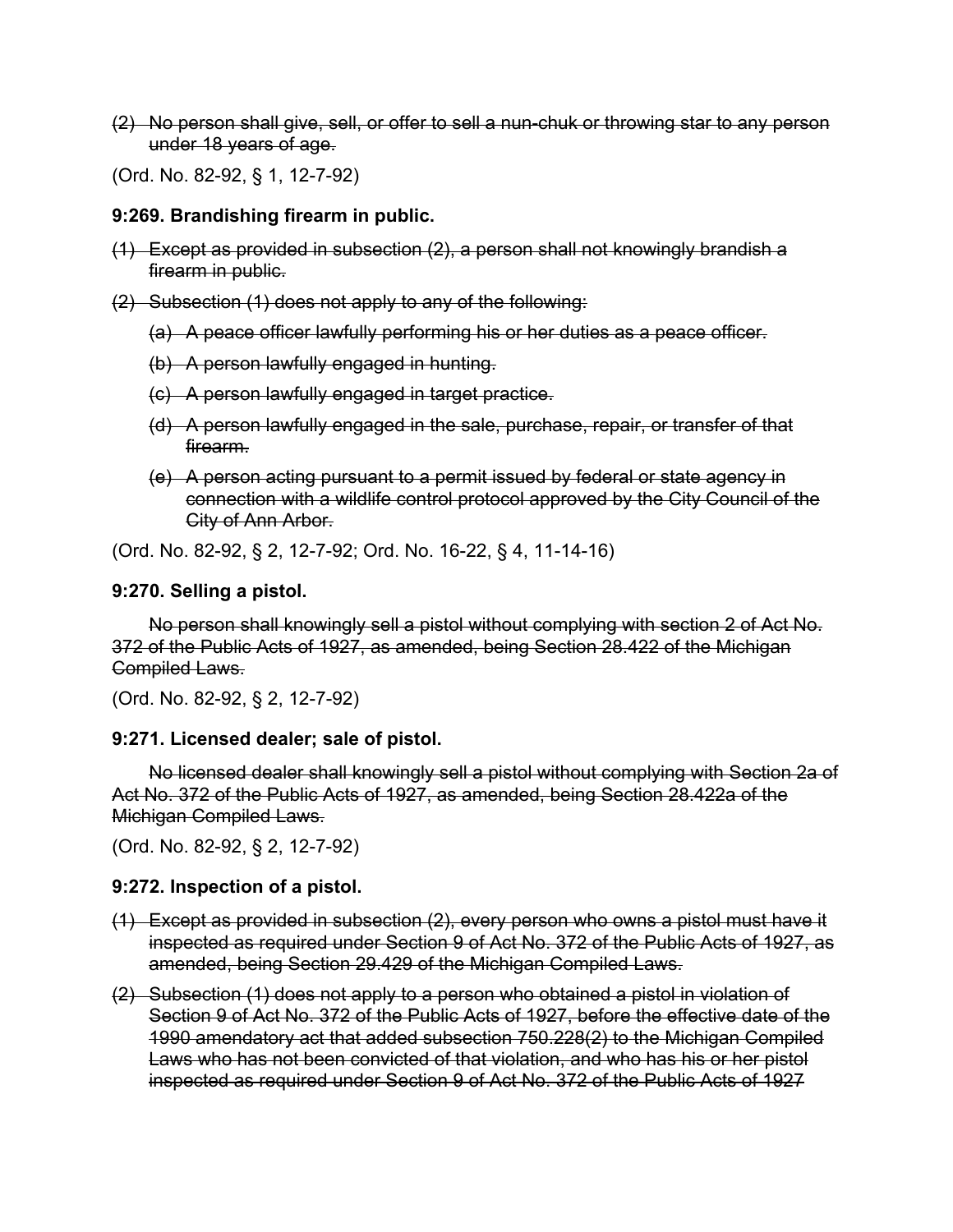~~(2) No person shall give, sell, or offer to sell a nun-chuk or throwing star to any person under 18 years of age.~~

(Ord. No. 82-92, § 1, 12-7-92)

### 9:269. Brandishing firearm in public.

~~(1) Except as provided in subsection (2), a person shall not knowingly brandish a firearm in public.~~

~~(2) Subsection (1) does not apply to any of the following:~~

~~(a) A peace officer lawfully performing his or her duties as a peace officer.~~

~~(b) A person lawfully engaged in hunting.~~

~~(c) A person lawfully engaged in target practice.~~

~~(d) A person lawfully engaged in the sale, purchase, repair, or transfer of that firearm.~~

~~(e) A person acting pursuant to a permit issued by federal or state agency in connection with a wildlife control protocol approved by the City Council of the City of Ann Arbor.~~

(Ord. No. 82-92, § 2, 12-7-92; Ord. No. 16-22, § 4, 11-14-16)

### 9:270. Selling a pistol.

~~No person shall knowingly sell a pistol without complying with section 2 of Act No. 372 of the Public Acts of 1927, as amended, being Section 28.422 of the Michigan Compiled Laws.~~

(Ord. No. 82-92, § 2, 12-7-92)

### 9:271. Licensed dealer; sale of pistol.

~~No licensed dealer shall knowingly sell a pistol without complying with Section 2a of Act No. 372 of the Public Acts of 1927, as amended, being Section 28.422a of the Michigan Compiled Laws.~~

(Ord. No. 82-92, § 2, 12-7-92)

### 9:272. Inspection of a pistol.

~~(1) Except as provided in subsection (2), every person who owns a pistol must have it inspected as required under Section 9 of Act No. 372 of the Public Acts of 1927, as amended, being Section 29.429 of the Michigan Compiled Laws.~~

~~(2) Subsection (1) does not apply to a person who obtained a pistol in violation of Section 9 of Act No. 372 of the Public Acts of 1927, before the effective date of the 1990 amendatory act that added subsection 750.228(2) to the Michigan Compiled Laws who has not been convicted of that violation, and who has his or her pistol inspected as required under Section 9 of Act No. 372 of the Public Acts of 1927~~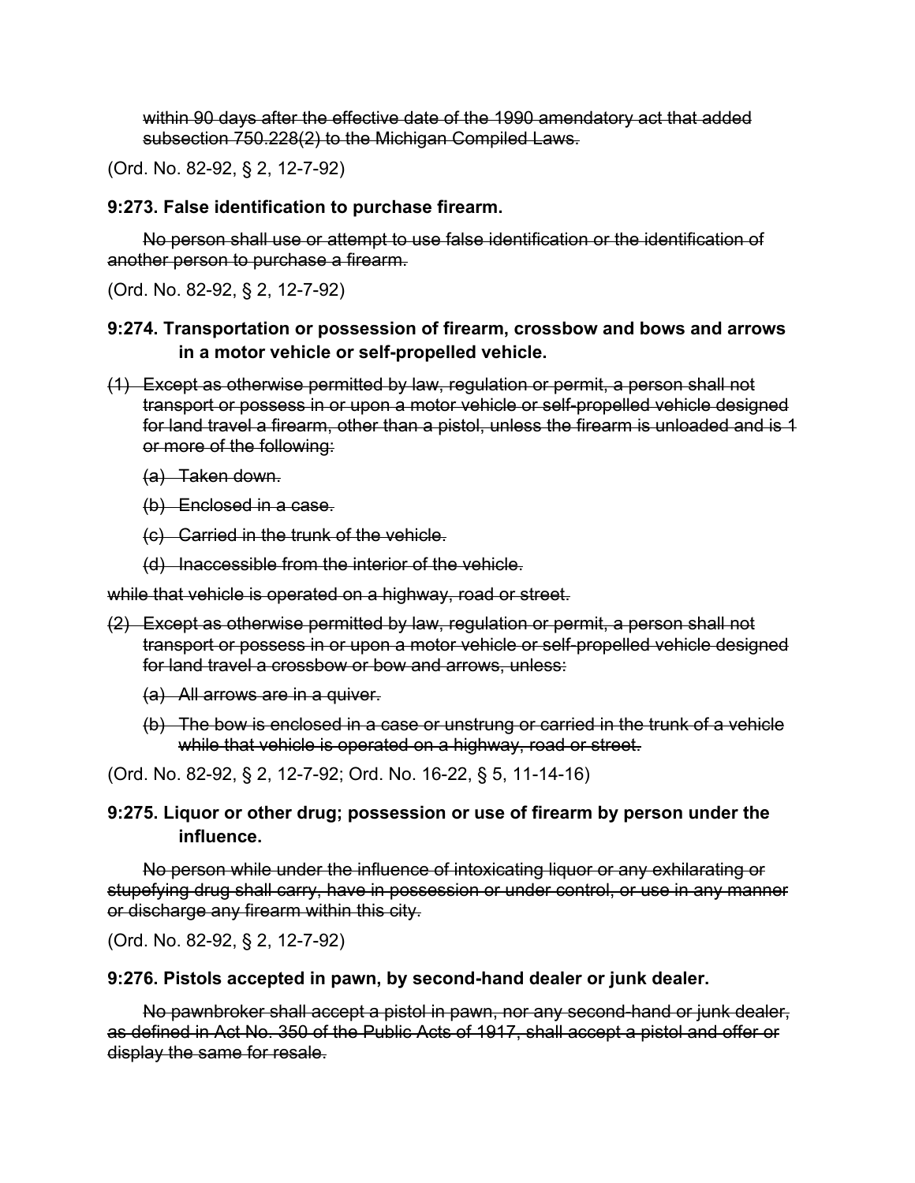~~within 90 days after the effective date of the 1990 amendatory act that added subsection 750.228(2) to the Michigan Compiled Laws.~~

(Ord. No. 82-92, § 2, 12-7-92)

**9:273. False identification to purchase firearm.**

~~No person shall use or attempt to use false identification or the identification of another person to purchase a firearm.~~

(Ord. No. 82-92, § 2, 12-7-92)

**9:274. Transportation or possession of firearm, crossbow and bows and arrows in a motor vehicle or self-propelled vehicle.**

~~(1) Except as otherwise permitted by law, regulation or permit, a person shall not transport or possess in or upon a motor vehicle or self-propelled vehicle designed for land travel a firearm, other than a pistol, unless the firearm is unloaded and is 1 or more of the following:~~

~~(a) Taken down.~~

~~(b) Enclosed in a case.~~

~~(c) Carried in the trunk of the vehicle.~~

~~(d) Inaccessible from the interior of the vehicle.~~

~~while that vehicle is operated on a highway, road or street.~~

~~(2) Except as otherwise permitted by law, regulation or permit, a person shall not transport or possess in or upon a motor vehicle or self-propelled vehicle designed for land travel a crossbow or bow and arrows, unless:~~

~~(a) All arrows are in a quiver.~~

~~(b) The bow is enclosed in a case or unstrung or carried in the trunk of a vehicle while that vehicle is operated on a highway, road or street.~~

(Ord. No. 82-92, § 2, 12-7-92; Ord. No. 16-22, § 5, 11-14-16)

**9:275. Liquor or other drug; possession or use of firearm by person under the influence.**

~~No person while under the influence of intoxicating liquor or any exhilarating or stupefying drug shall carry, have in possession or under control, or use in any manner or discharge any firearm within this city.~~

(Ord. No. 82-92, § 2, 12-7-92)

**9:276. Pistols accepted in pawn, by second-hand dealer or junk dealer.**

~~No pawnbroker shall accept a pistol in pawn, nor any second-hand or junk dealer, as defined in Act No. 350 of the Public Acts of 1917, shall accept a pistol and offer or display the same for resale.~~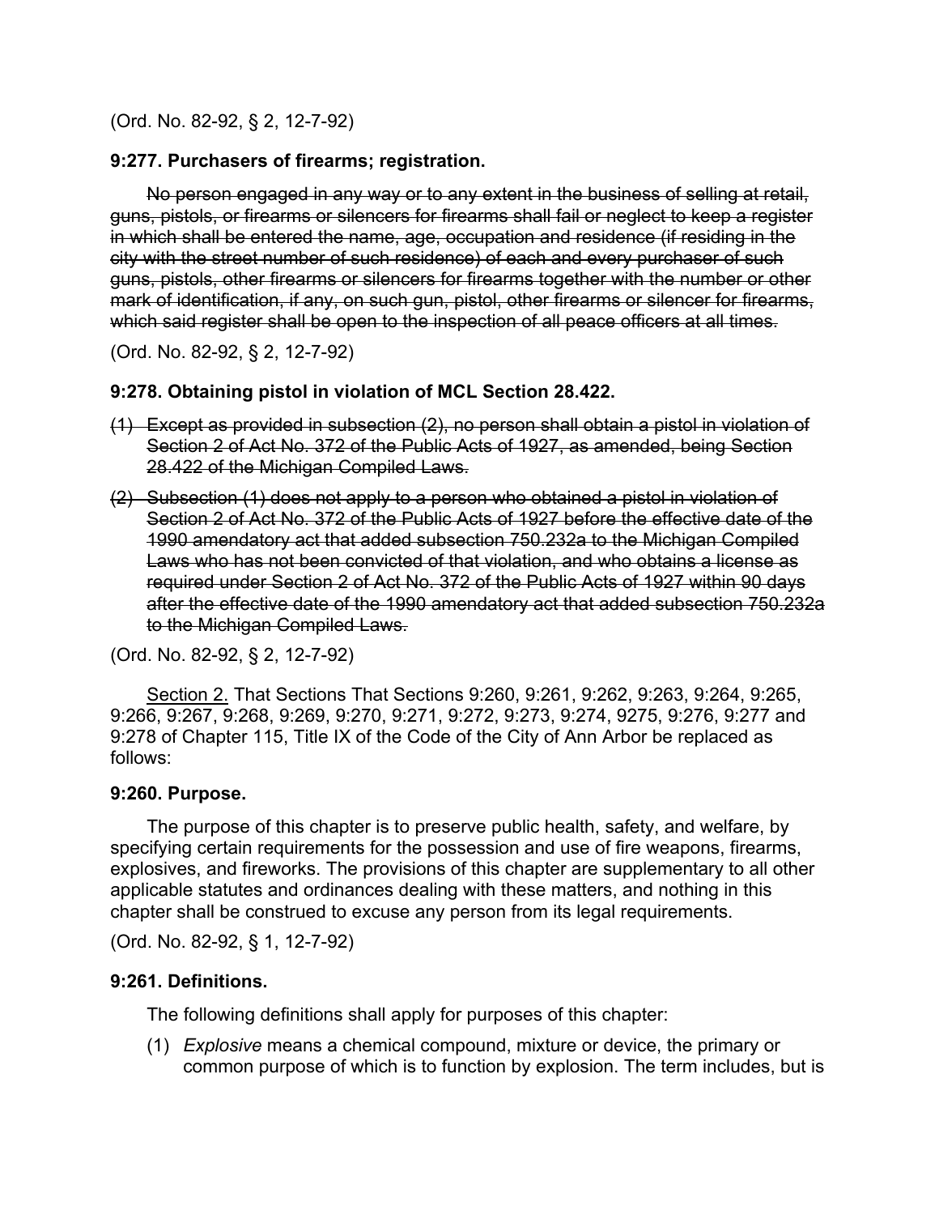(Ord. No. 82-92, § 2, 12-7-92)

**9:277. Purchasers of firearms; registration.**

~~No person engaged in any way or to any extent in the business of selling at retail, guns, pistols, or firearms or silencers for firearms shall fail or neglect to keep a register in which shall be entered the name, age, occupation and residence (if residing in the city with the street number of such residence) of each and every purchaser of such guns, pistols, other firearms or silencers for firearms together with the number or other mark of identification, if any, on such gun, pistol, other firearms or silencer for firearms, which said register shall be open to the inspection of all peace officers at all times.~~

(Ord. No. 82-92, § 2, 12-7-92)

**9:278. Obtaining pistol in violation of MCL Section 28.422.**

~~(1) Except as provided in subsection (2), no person shall obtain a pistol in violation of Section 2 of Act No. 372 of the Public Acts of 1927, as amended, being Section 28.422 of the Michigan Compiled Laws.~~

~~(2) Subsection (1) does not apply to a person who obtained a pistol in violation of Section 2 of Act No. 372 of the Public Acts of 1927 before the effective date of the 1990 amendatory act that added subsection 750.232a to the Michigan Compiled Laws who has not been convicted of that violation, and who obtains a license as required under Section 2 of Act No. 372 of the Public Acts of 1927 within 90 days after the effective date of the 1990 amendatory act that added subsection 750.232a to the Michigan Compiled Laws.~~

(Ord. No. 82-92, § 2, 12-7-92)

<u>Section 2.</u> That Sections That Sections 9:260, 9:261, 9:262, 9:263, 9:264, 9:265, 9:266, 9:267, 9:268, 9:269, 9:270, 9:271, 9:272, 9:273, 9:274, 9275, 9:276, 9:277 and 9:278 of Chapter 115, Title IX of the Code of the City of Ann Arbor be replaced as follows:

**9:260. Purpose.**

The purpose of this chapter is to preserve public health, safety, and welfare, by specifying certain requirements for the possession and use of fire weapons, firearms, explosives, and fireworks. The provisions of this chapter are supplementary to all other applicable statutes and ordinances dealing with these matters, and nothing in this chapter shall be construed to excuse any person from its legal requirements.

(Ord. No. 82-92, § 1, 12-7-92)

**9:261. Definitions.**

The following definitions shall apply for purposes of this chapter:

(1) *Explosive* means a chemical compound, mixture or device, the primary or common purpose of which is to function by explosion. The term includes, but is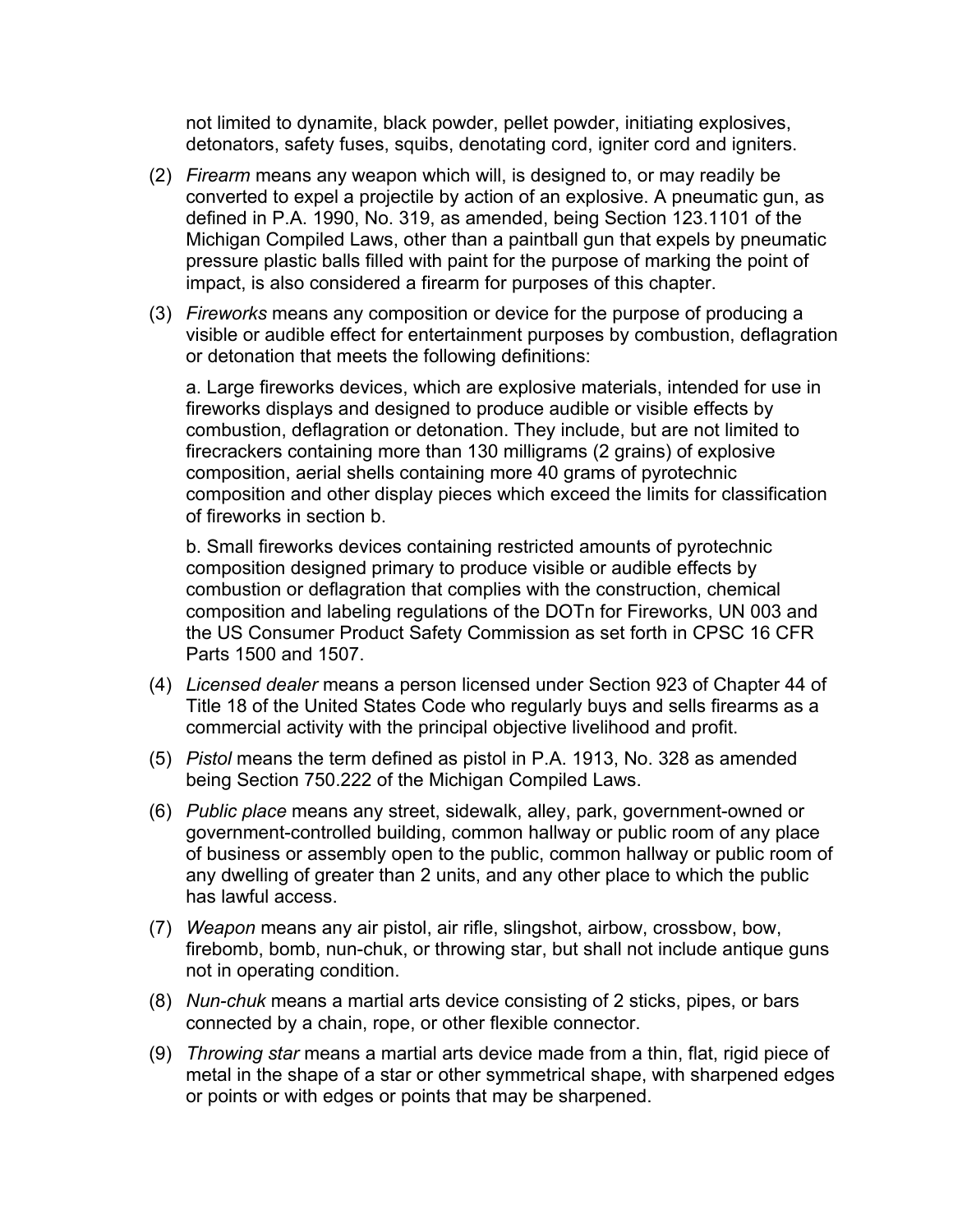not limited to dynamite, black powder, pellet powder, initiating explosives, detonators, safety fuses, squibs, denotating cord, igniter cord and igniters.

(2) *Firearm* means any weapon which will, is designed to, or may readily be converted to expel a projectile by action of an explosive. A pneumatic gun, as defined in P.A. 1990, No. 319, as amended, being Section 123.1101 of the Michigan Compiled Laws, other than a paintball gun that expels by pneumatic pressure plastic balls filled with paint for the purpose of marking the point of impact, is also considered a firearm for purposes of this chapter.

(3) *Fireworks* means any composition or device for the purpose of producing a visible or audible effect for entertainment purposes by combustion, deflagration or detonation that meets the following definitions:

a. Large fireworks devices, which are explosive materials, intended for use in fireworks displays and designed to produce audible or visible effects by combustion, deflagration or detonation. They include, but are not limited to firecrackers containing more than 130 milligrams (2 grains) of explosive composition, aerial shells containing more 40 grams of pyrotechnic composition and other display pieces which exceed the limits for classification of fireworks in section b.

b. Small fireworks devices containing restricted amounts of pyrotechnic composition designed primary to produce visible or audible effects by combustion or deflagration that complies with the construction, chemical composition and labeling regulations of the DOTn for Fireworks, UN 003 and the US Consumer Product Safety Commission as set forth in CPSC 16 CFR Parts 1500 and 1507.

(4) *Licensed dealer* means a person licensed under Section 923 of Chapter 44 of Title 18 of the United States Code who regularly buys and sells firearms as a commercial activity with the principal objective livelihood and profit.

(5) *Pistol* means the term defined as pistol in P.A. 1913, No. 328 as amended being Section 750.222 of the Michigan Compiled Laws.

(6) *Public place* means any street, sidewalk, alley, park, government-owned or government-controlled building, common hallway or public room of any place of business or assembly open to the public, common hallway or public room of any dwelling of greater than 2 units, and any other place to which the public has lawful access.

(7) *Weapon* means any air pistol, air rifle, slingshot, airbow, crossbow, bow, firebomb, bomb, nun-chuk, or throwing star, but shall not include antique guns not in operating condition.

(8) *Nun-chuk* means a martial arts device consisting of 2 sticks, pipes, or bars connected by a chain, rope, or other flexible connector.

(9) *Throwing star* means a martial arts device made from a thin, flat, rigid piece of metal in the shape of a star or other symmetrical shape, with sharpened edges or points or with edges or points that may be sharpened.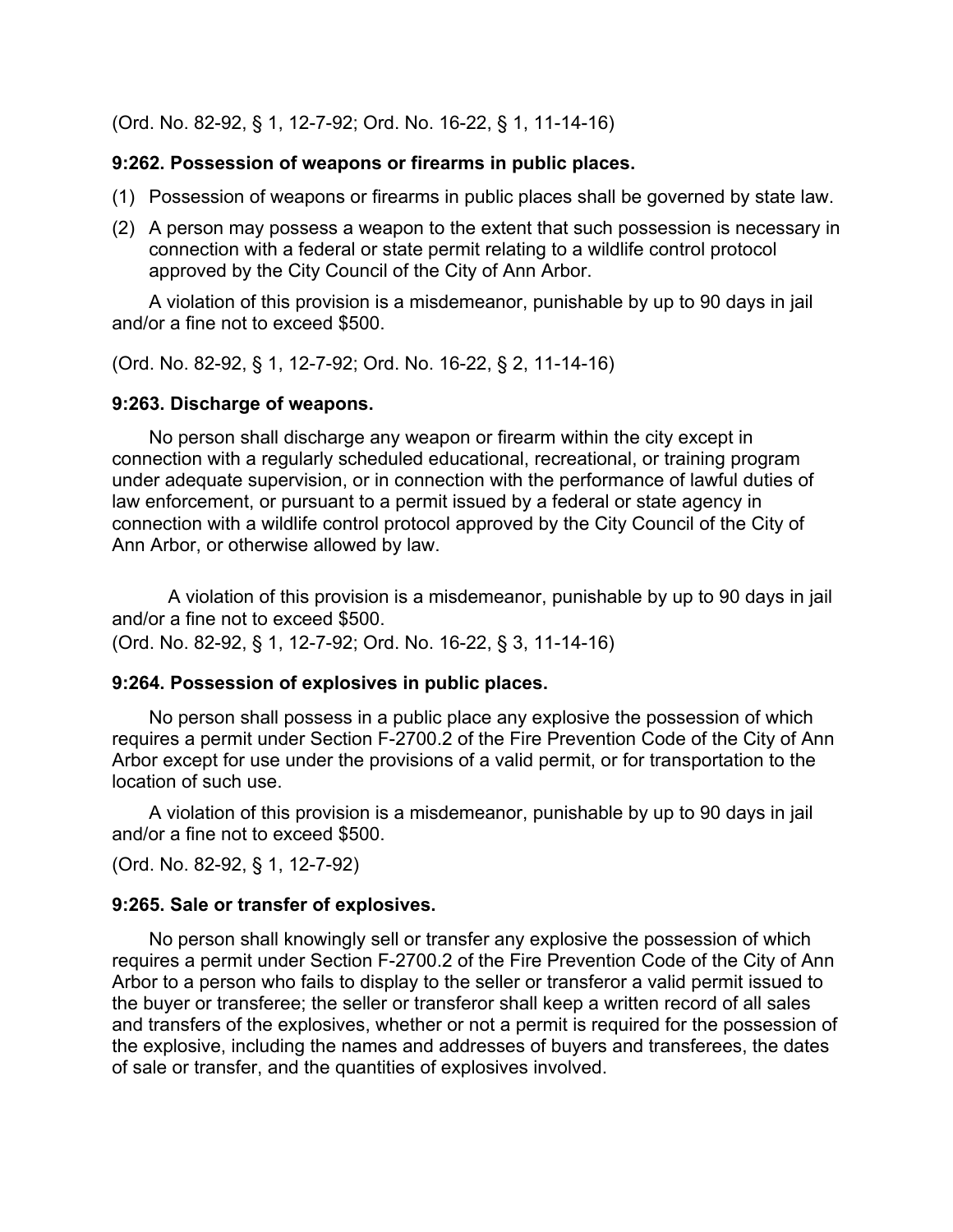(Ord. No. 82-92, § 1, 12-7-92; Ord. No. 16-22, § 1, 11-14-16)

**9:262. Possession of weapons or firearms in public places.**

(1) Possession of weapons or firearms in public places shall be governed by state law.

(2) A person may possess a weapon to the extent that such possession is necessary in connection with a federal or state permit relating to a wildlife control protocol approved by the City Council of the City of Ann Arbor.

A violation of this provision is a misdemeanor, punishable by up to 90 days in jail and/or a fine not to exceed $500.

(Ord. No. 82-92, § 1, 12-7-92; Ord. No. 16-22, § 2, 11-14-16)

**9:263. Discharge of weapons.**

No person shall discharge any weapon or firearm within the city except in connection with a regularly scheduled educational, recreational, or training program under adequate supervision, or in connection with the performance of lawful duties of law enforcement, or pursuant to a permit issued by a federal or state agency in connection with a wildlife control protocol approved by the City Council of the City of Ann Arbor, or otherwise allowed by law.

A violation of this provision is a misdemeanor, punishable by up to 90 days in jail and/or a fine not to exceed $500.

(Ord. No. 82-92, § 1, 12-7-92; Ord. No. 16-22, § 3, 11-14-16)

**9:264. Possession of explosives in public places.**

No person shall possess in a public place any explosive the possession of which requires a permit under Section F-2700.2 of the Fire Prevention Code of the City of Ann Arbor except for use under the provisions of a valid permit, or for transportation to the location of such use.

A violation of this provision is a misdemeanor, punishable by up to 90 days in jail and/or a fine not to exceed $500.

(Ord. No. 82-92, § 1, 12-7-92)

**9:265. Sale or transfer of explosives.**

No person shall knowingly sell or transfer any explosive the possession of which requires a permit under Section F-2700.2 of the Fire Prevention Code of the City of Ann Arbor to a person who fails to display to the seller or transferor a valid permit issued to the buyer or transferee; the seller or transferor shall keep a written record of all sales and transfers of the explosives, whether or not a permit is required for the possession of the explosive, including the names and addresses of buyers and transferees, the dates of sale or transfer, and the quantities of explosives involved.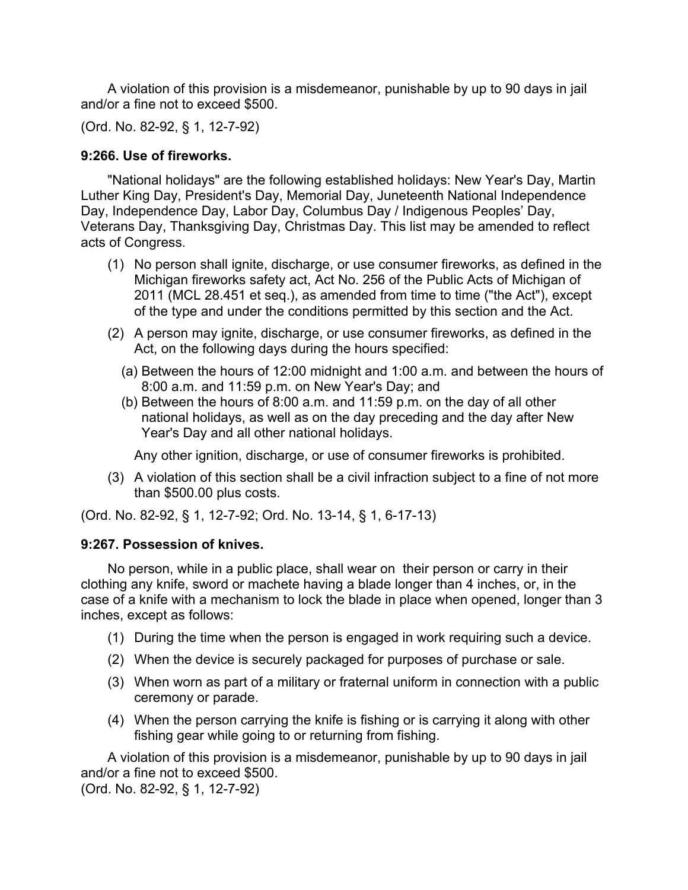A violation of this provision is a misdemeanor, punishable by up to 90 days in jail and/or a fine not to exceed $500.

(Ord. No. 82-92, § 1, 12-7-92)

### 9:266. Use of fireworks.

"National holidays" are the following established holidays: New Year's Day, Martin Luther King Day, President's Day, Memorial Day, Juneteenth National Independence Day, Independence Day, Labor Day, Columbus Day / Indigenous Peoples' Day, Veterans Day, Thanksgiving Day, Christmas Day. This list may be amended to reflect acts of Congress.

(1) No person shall ignite, discharge, or use consumer fireworks, as defined in the Michigan fireworks safety act, Act No. 256 of the Public Acts of Michigan of 2011 (MCL 28.451 et seq.), as amended from time to time ("the Act"), except of the type and under the conditions permitted by this section and the Act.

(2) A person may ignite, discharge, or use consumer fireworks, as defined in the Act, on the following days during the hours specified:

   (a) Between the hours of 12:00 midnight and 1:00 a.m. and between the hours of 8:00 a.m. and 11:59 p.m. on New Year's Day; and

   (b) Between the hours of 8:00 a.m. and 11:59 p.m. on the day of all other national holidays, as well as on the day preceding and the day after New Year's Day and all other national holidays.

   Any other ignition, discharge, or use of consumer fireworks is prohibited.

(3) A violation of this section shall be a civil infraction subject to a fine of not more than $500.00 plus costs.

(Ord. No. 82-92, § 1, 12-7-92; Ord. No. 13-14, § 1, 6-17-13)

### 9:267. Possession of knives.

No person, while in a public place, shall wear on their person or carry in their clothing any knife, sword or machete having a blade longer than 4 inches, or, in the case of a knife with a mechanism to lock the blade in place when opened, longer than 3 inches, except as follows:

(1) During the time when the person is engaged in work requiring such a device.

(2) When the device is securely packaged for purposes of purchase or sale.

(3) When worn as part of a military or fraternal uniform in connection with a public ceremony or parade.

(4) When the person carrying the knife is fishing or is carrying it along with other fishing gear while going to or returning from fishing.

A violation of this provision is a misdemeanor, punishable by up to 90 days in jail and/or a fine not to exceed $500.

(Ord. No. 82-92, § 1, 12-7-92)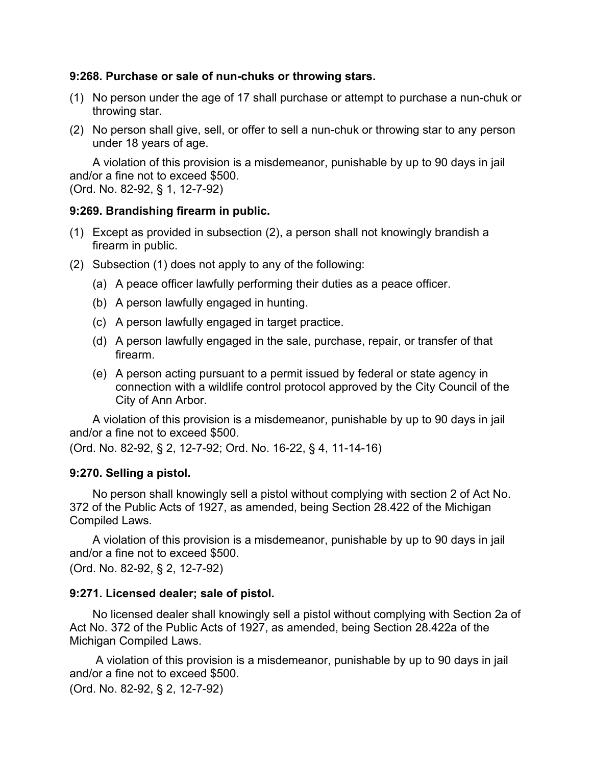### 9:268. Purchase or sale of nun-chuks or throwing stars.

(1) No person under the age of 17 shall purchase or attempt to purchase a nun-chuk or throwing star.

(2) No person shall give, sell, or offer to sell a nun-chuk or throwing star to any person under 18 years of age.

A violation of this provision is a misdemeanor, punishable by up to 90 days in jail and/or a fine not to exceed $500.
(Ord. No. 82-92, § 1, 12-7-92)

### 9:269. Brandishing firearm in public.

(1) Except as provided in subsection (2), a person shall not knowingly brandish a firearm in public.

(2) Subsection (1) does not apply to any of the following:

   (a) A peace officer lawfully performing their duties as a peace officer.

   (b) A person lawfully engaged in hunting.

   (c) A person lawfully engaged in target practice.

   (d) A person lawfully engaged in the sale, purchase, repair, or transfer of that firearm.

   (e) A person acting pursuant to a permit issued by federal or state agency in connection with a wildlife control protocol approved by the City Council of the City of Ann Arbor.

A violation of this provision is a misdemeanor, punishable by up to 90 days in jail and/or a fine not to exceed $500.
(Ord. No. 82-92, § 2, 12-7-92; Ord. No. 16-22, § 4, 11-14-16)

### 9:270. Selling a pistol.

No person shall knowingly sell a pistol without complying with section 2 of Act No. 372 of the Public Acts of 1927, as amended, being Section 28.422 of the Michigan Compiled Laws.

A violation of this provision is a misdemeanor, punishable by up to 90 days in jail and/or a fine not to exceed $500.
(Ord. No. 82-92, § 2, 12-7-92)

### 9:271. Licensed dealer; sale of pistol.

No licensed dealer shall knowingly sell a pistol without complying with Section 2a of Act No. 372 of the Public Acts of 1927, as amended, being Section 28.422a of the Michigan Compiled Laws.

A violation of this provision is a misdemeanor, punishable by up to 90 days in jail and/or a fine not to exceed $500.
(Ord. No. 82-92, § 2, 12-7-92)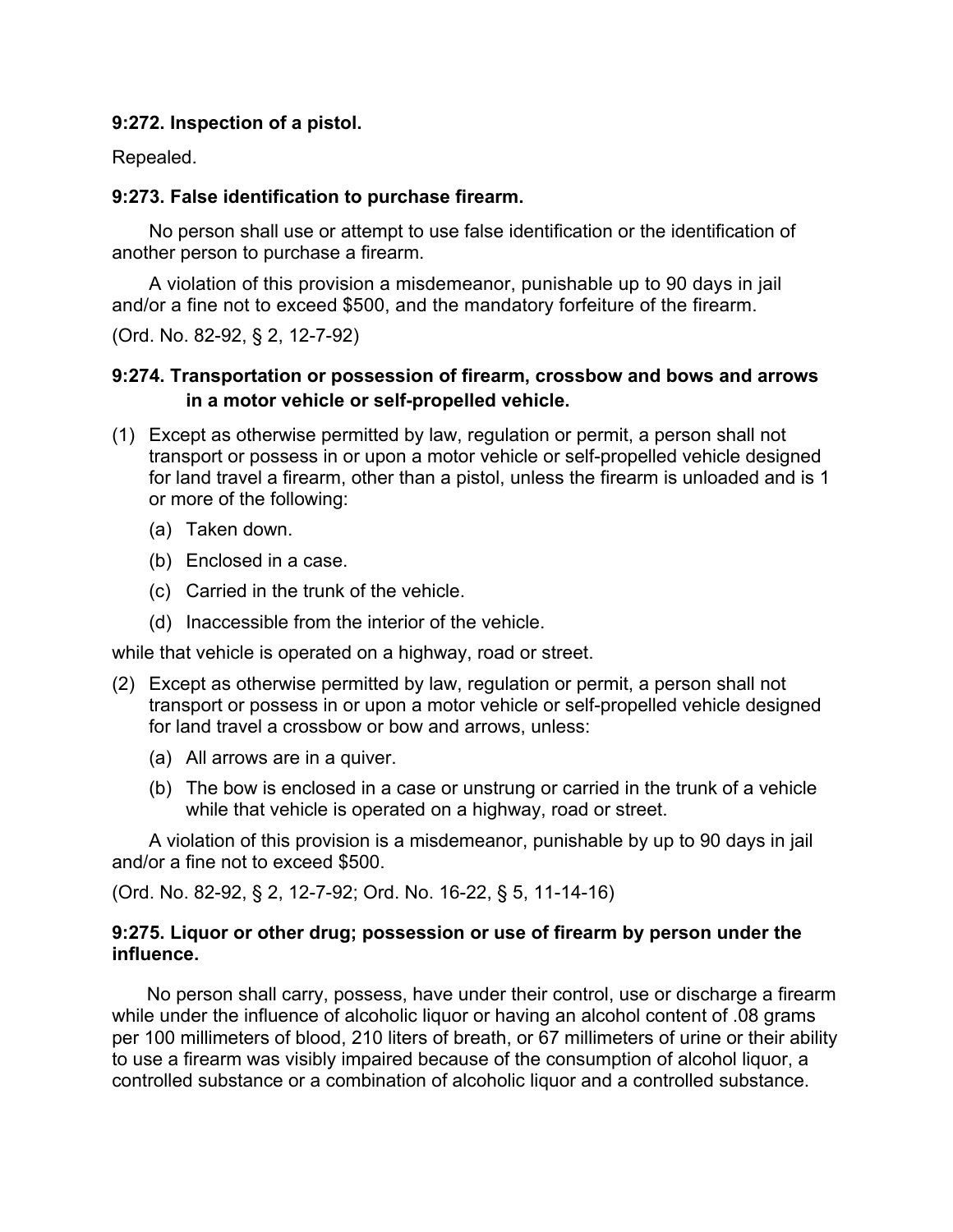**9:272. Inspection of a pistol.**

Repealed.

**9:273. False identification to purchase firearm.**

No person shall use or attempt to use false identification or the identification of another person to purchase a firearm.

A violation of this provision a misdemeanor, punishable up to 90 days in jail and/or a fine not to exceed $500, and the mandatory forfeiture of the firearm.

(Ord. No. 82-92, § 2, 12-7-92)

**9:274. Transportation or possession of firearm, crossbow and bows and arrows in a motor vehicle or self-propelled vehicle.**

(1) Except as otherwise permitted by law, regulation or permit, a person shall not transport or possess in or upon a motor vehicle or self-propelled vehicle designed for land travel a firearm, other than a pistol, unless the firearm is unloaded and is 1 or more of the following:

   (a) Taken down.

   (b) Enclosed in a case.

   (c) Carried in the trunk of the vehicle.

   (d) Inaccessible from the interior of the vehicle.

while that vehicle is operated on a highway, road or street.

(2) Except as otherwise permitted by law, regulation or permit, a person shall not transport or possess in or upon a motor vehicle or self-propelled vehicle designed for land travel a crossbow or bow and arrows, unless:

   (a) All arrows are in a quiver.

   (b) The bow is enclosed in a case or unstrung or carried in the trunk of a vehicle while that vehicle is operated on a highway, road or street.

A violation of this provision is a misdemeanor, punishable by up to 90 days in jail and/or a fine not to exceed $500.

(Ord. No. 82-92, § 2, 12-7-92; Ord. No. 16-22, § 5, 11-14-16)

**9:275. Liquor or other drug; possession or use of firearm by person under the influence.**

No person shall carry, possess, have under their control, use or discharge a firearm while under the influence of alcoholic liquor or having an alcohol content of .08 grams per 100 millimeters of blood, 210 liters of breath, or 67 millimeters of urine or their ability to use a firearm was visibly impaired because of the consumption of alcohol liquor, a controlled substance or a combination of alcoholic liquor and a controlled substance.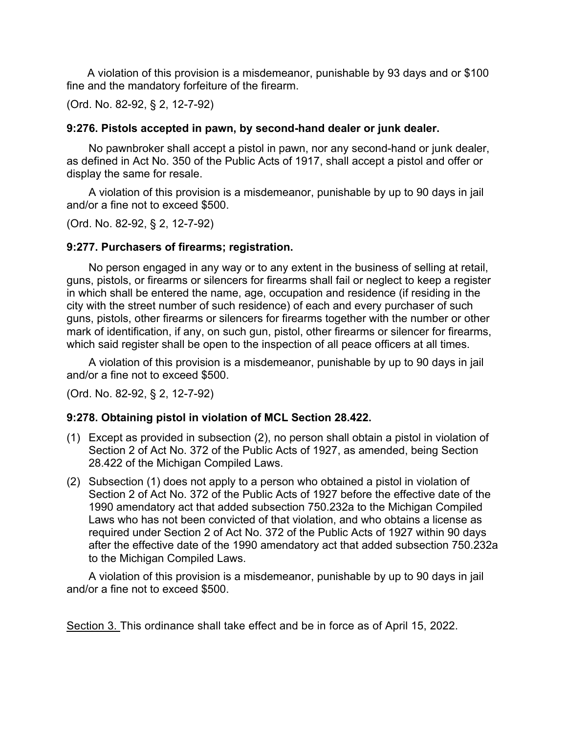A violation of this provision is a misdemeanor, punishable by 93 days and or $100 fine and the mandatory forfeiture of the firearm.

(Ord. No. 82-92, § 2, 12-7-92)

**9:276. Pistols accepted in pawn, by second-hand dealer or junk dealer.**

No pawnbroker shall accept a pistol in pawn, nor any second-hand or junk dealer, as defined in Act No. 350 of the Public Acts of 1917, shall accept a pistol and offer or display the same for resale.

A violation of this provision is a misdemeanor, punishable by up to 90 days in jail and/or a fine not to exceed $500.

(Ord. No. 82-92, § 2, 12-7-92)

**9:277. Purchasers of firearms; registration.**

No person engaged in any way or to any extent in the business of selling at retail, guns, pistols, or firearms or silencers for firearms shall fail or neglect to keep a register in which shall be entered the name, age, occupation and residence (if residing in the city with the street number of such residence) of each and every purchaser of such guns, pistols, other firearms or silencers for firearms together with the number or other mark of identification, if any, on such gun, pistol, other firearms or silencer for firearms, which said register shall be open to the inspection of all peace officers at all times.

A violation of this provision is a misdemeanor, punishable by up to 90 days in jail and/or a fine not to exceed $500.

(Ord. No. 82-92, § 2, 12-7-92)

**9:278. Obtaining pistol in violation of MCL Section 28.422.**

(1) Except as provided in subsection (2), no person shall obtain a pistol in violation of Section 2 of Act No. 372 of the Public Acts of 1927, as amended, being Section 28.422 of the Michigan Compiled Laws.

(2) Subsection (1) does not apply to a person who obtained a pistol in violation of Section 2 of Act No. 372 of the Public Acts of 1927 before the effective date of the 1990 amendatory act that added subsection 750.232a to the Michigan Compiled Laws who has not been convicted of that violation, and who obtains a license as required under Section 2 of Act No. 372 of the Public Acts of 1927 within 90 days after the effective date of the 1990 amendatory act that added subsection 750.232a to the Michigan Compiled Laws.

A violation of this provision is a misdemeanor, punishable by up to 90 days in jail and/or a fine not to exceed $500.

Section 3. This ordinance shall take effect and be in force as of April 15, 2022.